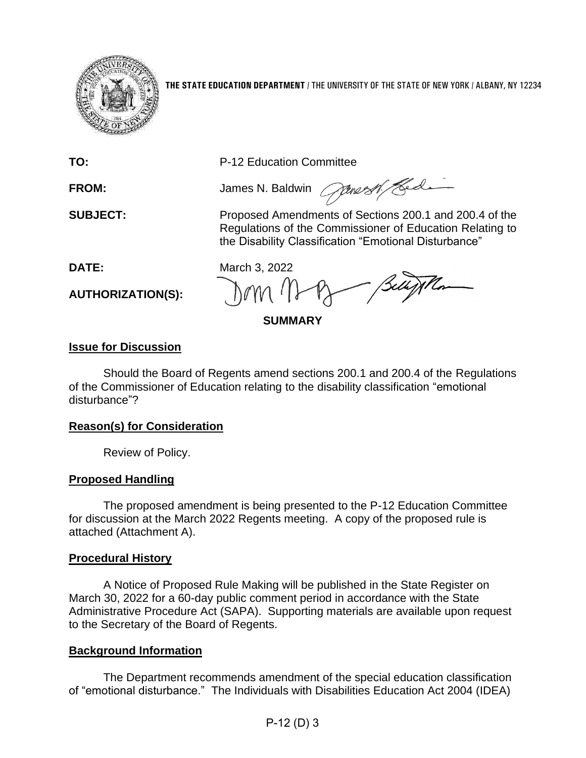**THE STATE EDUCATION DEPARTMENT** / THE UNIVERSITY OF THE STATE OF NEW YORK / ALBANY, NY 12234

**TO:** P-12 Education Committee

**FROM:** James N. Baldwin

**SUBJECT:** Proposed Amendments of Sections 200.1 and 200.4 of the Regulations of the Commissioner of Education Relating to the Disability Classification "Emotional Disturbance"

**DATE:** March 3, 2022

**AUTHORIZATION(S):**

## SUMMARY

### Issue for Discussion

Should the Board of Regents amend sections 200.1 and 200.4 of the Regulations of the Commissioner of Education relating to the disability classification "emotional disturbance"?

### Reason(s) for Consideration

Review of Policy.

### Proposed Handling

The proposed amendment is being presented to the P-12 Education Committee for discussion at the March 2022 Regents meeting. A copy of the proposed rule is attached (Attachment A).

### Procedural History

A Notice of Proposed Rule Making will be published in the State Register on March 30, 2022 for a 60-day public comment period in accordance with the State Administrative Procedure Act (SAPA). Supporting materials are available upon request to the Secretary of the Board of Regents.

### Background Information

The Department recommends amendment of the special education classification of "emotional disturbance." The Individuals with Disabilities Education Act 2004 (IDEA)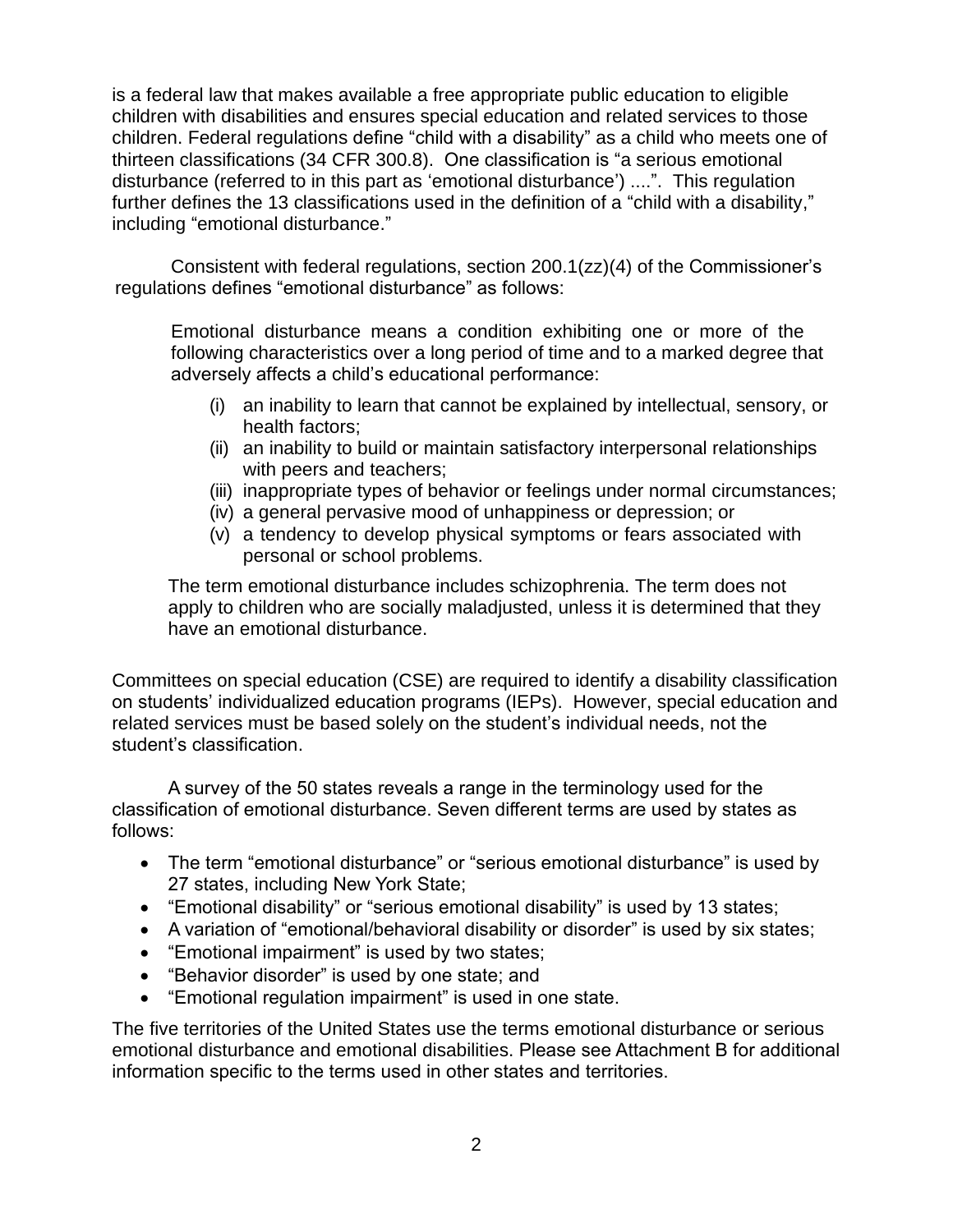is a federal law that makes available a free appropriate public education to eligible children with disabilities and ensures special education and related services to those children. Federal regulations define "child with a disability" as a child who meets one of thirteen classifications (34 CFR 300.8). One classification is "a serious emotional disturbance (referred to in this part as 'emotional disturbance') ....". This regulation further defines the 13 classifications used in the definition of a "child with a disability," including "emotional disturbance."

Consistent with federal regulations, section 200.1(zz)(4) of the Commissioner's regulations defines "emotional disturbance" as follows:

> Emotional disturbance means a condition exhibiting one or more of the following characteristics over a long period of time and to a marked degree that adversely affects a child's educational performance:
>
> (i) an inability to learn that cannot be explained by intellectual, sensory, or health factors;
> (ii) an inability to build or maintain satisfactory interpersonal relationships with peers and teachers;
> (iii) inappropriate types of behavior or feelings under normal circumstances;
> (iv) a general pervasive mood of unhappiness or depression; or
> (v) a tendency to develop physical symptoms or fears associated with personal or school problems.
>
> The term emotional disturbance includes schizophrenia. The term does not apply to children who are socially maladjusted, unless it is determined that they have an emotional disturbance.

Committees on special education (CSE) are required to identify a disability classification on students' individualized education programs (IEPs). However, special education and related services must be based solely on the student's individual needs, not the student's classification.

A survey of the 50 states reveals a range in the terminology used for the classification of emotional disturbance. Seven different terms are used by states as follows:

- The term "emotional disturbance" or "serious emotional disturbance" is used by 27 states, including New York State;
- "Emotional disability" or "serious emotional disability" is used by 13 states;
- A variation of "emotional/behavioral disability or disorder" is used by six states;
- "Emotional impairment" is used by two states;
- "Behavior disorder" is used by one state; and
- "Emotional regulation impairment" is used in one state.

The five territories of the United States use the terms emotional disturbance or serious emotional disturbance and emotional disabilities. Please see Attachment B for additional information specific to the terms used in other states and territories.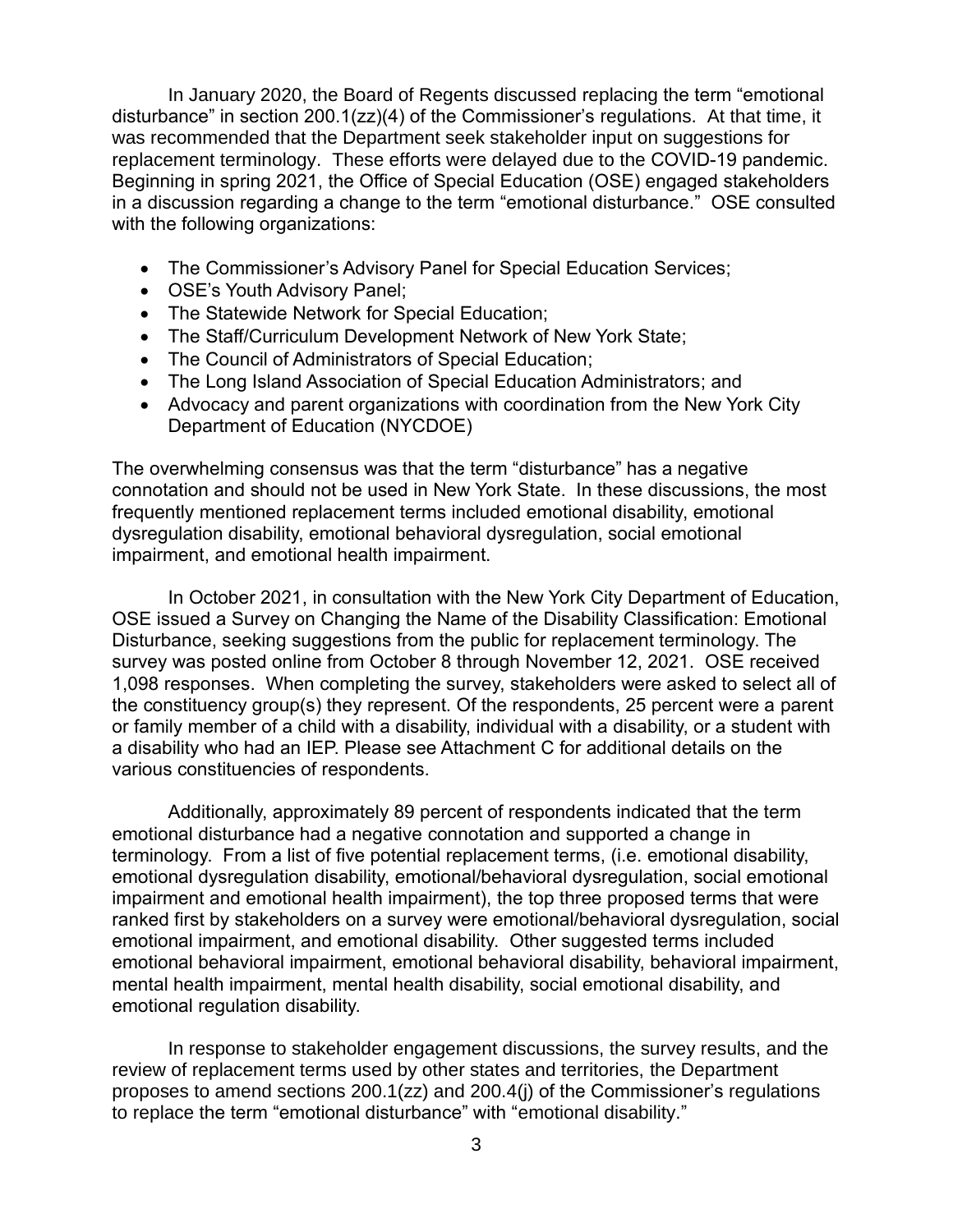In January 2020, the Board of Regents discussed replacing the term "emotional disturbance" in section 200.1(zz)(4) of the Commissioner's regulations. At that time, it was recommended that the Department seek stakeholder input on suggestions for replacement terminology. These efforts were delayed due to the COVID-19 pandemic. Beginning in spring 2021, the Office of Special Education (OSE) engaged stakeholders in a discussion regarding a change to the term "emotional disturbance." OSE consulted with the following organizations:

- The Commissioner's Advisory Panel for Special Education Services;
- OSE's Youth Advisory Panel;
- The Statewide Network for Special Education;
- The Staff/Curriculum Development Network of New York State;
- The Council of Administrators of Special Education;
- The Long Island Association of Special Education Administrators; and
- Advocacy and parent organizations with coordination from the New York City Department of Education (NYCDOE)

The overwhelming consensus was that the term "disturbance" has a negative connotation and should not be used in New York State. In these discussions, the most frequently mentioned replacement terms included emotional disability, emotional dysregulation disability, emotional behavioral dysregulation, social emotional impairment, and emotional health impairment.

In October 2021, in consultation with the New York City Department of Education, OSE issued a Survey on Changing the Name of the Disability Classification: Emotional Disturbance, seeking suggestions from the public for replacement terminology. The survey was posted online from October 8 through November 12, 2021. OSE received 1,098 responses. When completing the survey, stakeholders were asked to select all of the constituency group(s) they represent. Of the respondents, 25 percent were a parent or family member of a child with a disability, individual with a disability, or a student with a disability who had an IEP. Please see Attachment C for additional details on the various constituencies of respondents.

Additionally, approximately 89 percent of respondents indicated that the term emotional disturbance had a negative connotation and supported a change in terminology. From a list of five potential replacement terms, (i.e. emotional disability, emotional dysregulation disability, emotional/behavioral dysregulation, social emotional impairment and emotional health impairment), the top three proposed terms that were ranked first by stakeholders on a survey were emotional/behavioral dysregulation, social emotional impairment, and emotional disability. Other suggested terms included emotional behavioral impairment, emotional behavioral disability, behavioral impairment, mental health impairment, mental health disability, social emotional disability, and emotional regulation disability.

In response to stakeholder engagement discussions, the survey results, and the review of replacement terms used by other states and territories, the Department proposes to amend sections 200.1(zz) and 200.4(j) of the Commissioner's regulations to replace the term "emotional disturbance" with "emotional disability."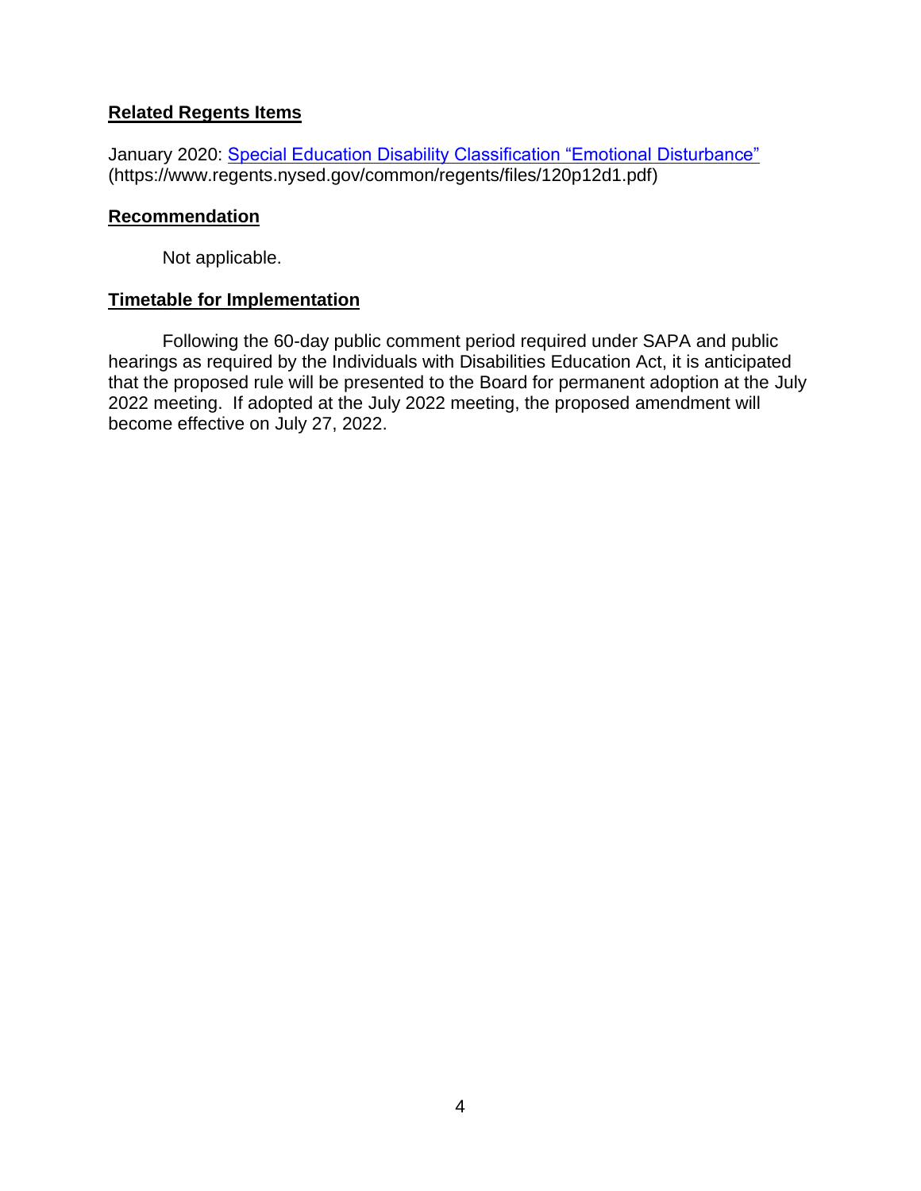## Related Regents Items

January 2020: [Special Education Disability Classification "Emotional Disturbance"](https://www.regents.nysed.gov/common/regents/files/120p12d1.pdf) (https://www.regents.nysed.gov/common/regents/files/120p12d1.pdf)

## Recommendation

Not applicable.

## Timetable for Implementation

Following the 60-day public comment period required under SAPA and public hearings as required by the Individuals with Disabilities Education Act, it is anticipated that the proposed rule will be presented to the Board for permanent adoption at the July 2022 meeting. If adopted at the July 2022 meeting, the proposed amendment will become effective on July 27, 2022.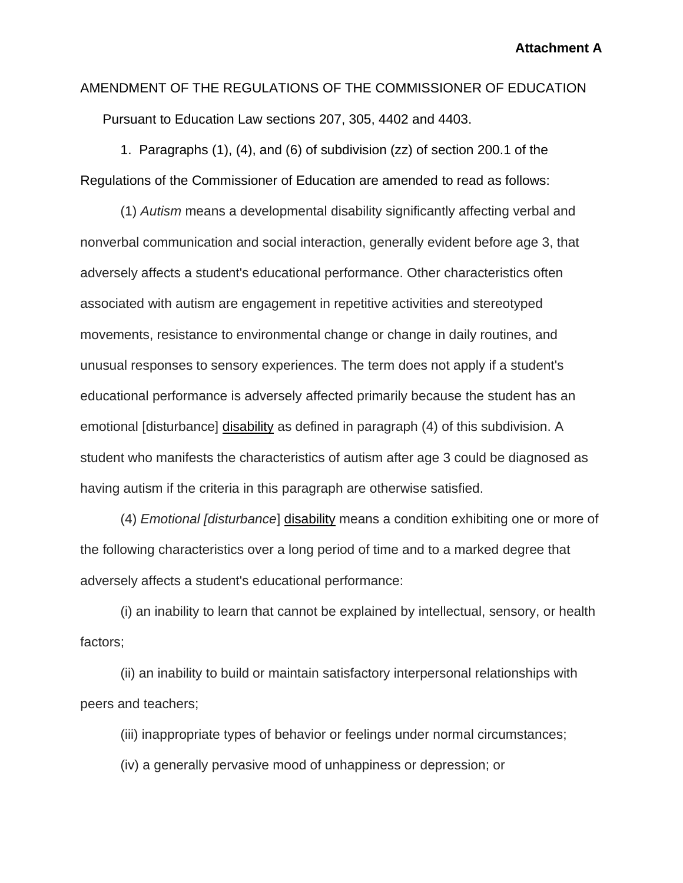**Attachment A**

AMENDMENT OF THE REGULATIONS OF THE COMMISSIONER OF EDUCATION

Pursuant to Education Law sections 207, 305, 4402 and 4403.

1. Paragraphs (1), (4), and (6) of subdivision (zz) of section 200.1 of the Regulations of the Commissioner of Education are amended to read as follows:

(1) *Autism* means a developmental disability significantly affecting verbal and nonverbal communication and social interaction, generally evident before age 3, that adversely affects a student's educational performance. Other characteristics often associated with autism are engagement in repetitive activities and stereotyped movements, resistance to environmental change or change in daily routines, and unusual responses to sensory experiences. The term does not apply if a student's educational performance is adversely affected primarily because the student has an emotional [disturbance] <u>disability</u> as defined in paragraph (4) of this subdivision. A student who manifests the characteristics of autism after age 3 could be diagnosed as having autism if the criteria in this paragraph are otherwise satisfied.

(4) *Emotional [disturbance*] <u>disability</u> means a condition exhibiting one or more of the following characteristics over a long period of time and to a marked degree that adversely affects a student's educational performance:

(i) an inability to learn that cannot be explained by intellectual, sensory, or health factors;

(ii) an inability to build or maintain satisfactory interpersonal relationships with peers and teachers;

(iii) inappropriate types of behavior or feelings under normal circumstances;

(iv) a generally pervasive mood of unhappiness or depression; or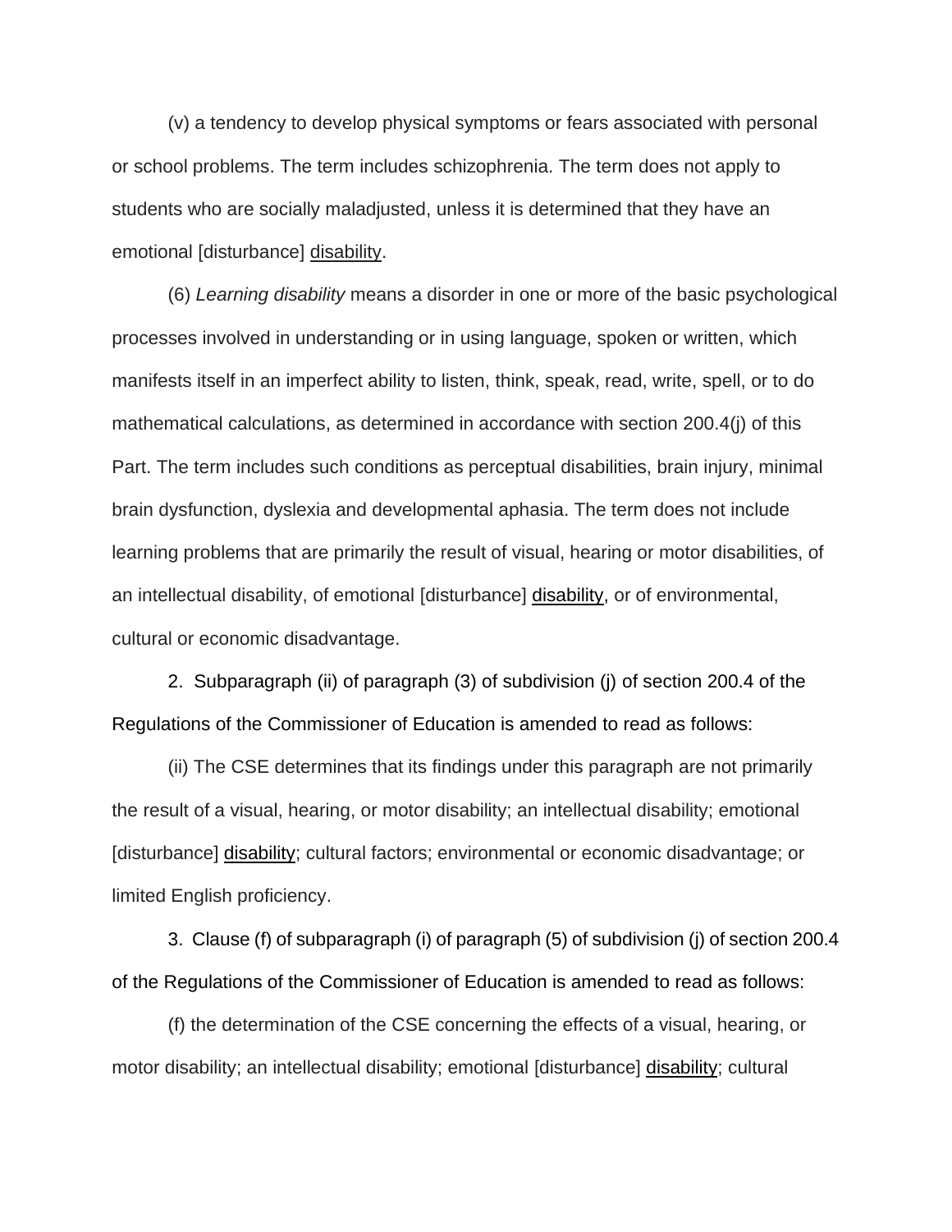(v) a tendency to develop physical symptoms or fears associated with personal or school problems. The term includes schizophrenia. The term does not apply to students who are socially maladjusted, unless it is determined that they have an emotional [disturbance] <u>disability</u>.

(6) *Learning disability* means a disorder in one or more of the basic psychological processes involved in understanding or in using language, spoken or written, which manifests itself in an imperfect ability to listen, think, speak, read, write, spell, or to do mathematical calculations, as determined in accordance with section 200.4(j) of this Part. The term includes such conditions as perceptual disabilities, brain injury, minimal brain dysfunction, dyslexia and developmental aphasia. The term does not include learning problems that are primarily the result of visual, hearing or motor disabilities, of an intellectual disability, of emotional [disturbance] <u>disability</u>, or of environmental, cultural or economic disadvantage.

2. Subparagraph (ii) of paragraph (3) of subdivision (j) of section 200.4 of the Regulations of the Commissioner of Education is amended to read as follows:

(ii) The CSE determines that its findings under this paragraph are not primarily the result of a visual, hearing, or motor disability; an intellectual disability; emotional [disturbance] <u>disability</u>; cultural factors; environmental or economic disadvantage; or limited English proficiency.

3. Clause (f) of subparagraph (i) of paragraph (5) of subdivision (j) of section 200.4 of the Regulations of the Commissioner of Education is amended to read as follows:

(f) the determination of the CSE concerning the effects of a visual, hearing, or motor disability; an intellectual disability; emotional [disturbance] <u>disability</u>; cultural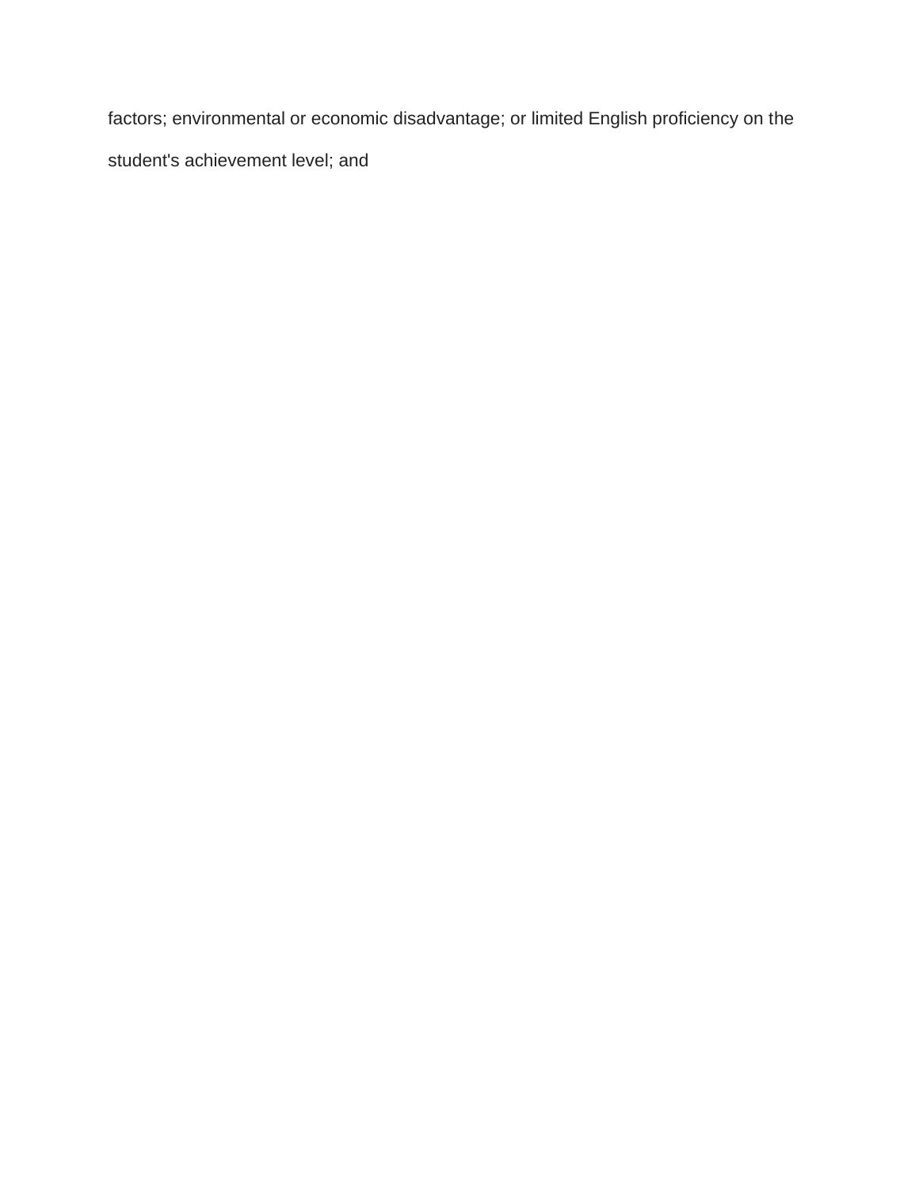factors; environmental or economic disadvantage; or limited English proficiency on the student's achievement level; and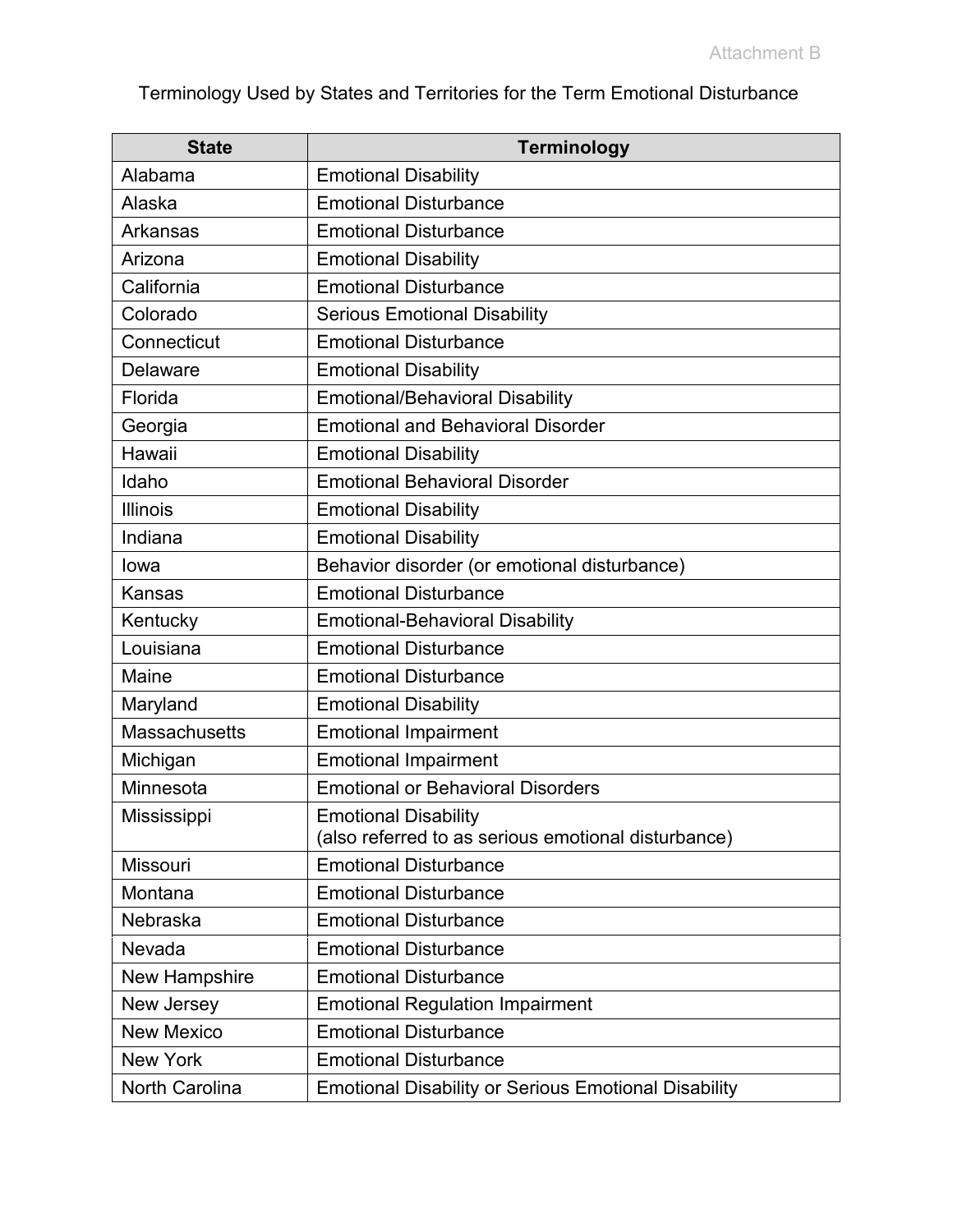Attachment B

Terminology Used by States and Territories for the Term Emotional Disturbance

| State | Terminology |
| --- | --- |
| Alabama | Emotional Disability |
| Alaska | Emotional Disturbance |
| Arkansas | Emotional Disturbance |
| Arizona | Emotional Disability |
| California | Emotional Disturbance |
| Colorado | Serious Emotional Disability |
| Connecticut | Emotional Disturbance |
| Delaware | Emotional Disability |
| Florida | Emotional/Behavioral Disability |
| Georgia | Emotional and Behavioral Disorder |
| Hawaii | Emotional Disability |
| Idaho | Emotional Behavioral Disorder |
| Illinois | Emotional Disability |
| Indiana | Emotional Disability |
| Iowa | Behavior disorder (or emotional disturbance) |
| Kansas | Emotional Disturbance |
| Kentucky | Emotional-Behavioral Disability |
| Louisiana | Emotional Disturbance |
| Maine | Emotional Disturbance |
| Maryland | Emotional Disability |
| Massachusetts | Emotional Impairment |
| Michigan | Emotional Impairment |
| Minnesota | Emotional or Behavioral Disorders |
| Mississippi | Emotional Disability (also referred to as serious emotional disturbance) |
| Missouri | Emotional Disturbance |
| Montana | Emotional Disturbance |
| Nebraska | Emotional Disturbance |
| Nevada | Emotional Disturbance |
| New Hampshire | Emotional Disturbance |
| New Jersey | Emotional Regulation Impairment |
| New Mexico | Emotional Disturbance |
| New York | Emotional Disturbance |
| North Carolina | Emotional Disability or Serious Emotional Disability |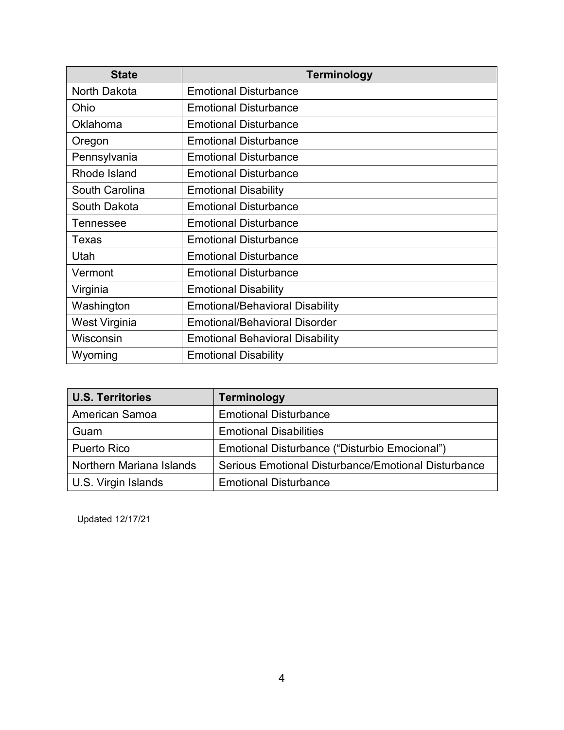| State | Terminology |
| --- | --- |
| North Dakota | Emotional Disturbance |
| Ohio | Emotional Disturbance |
| Oklahoma | Emotional Disturbance |
| Oregon | Emotional Disturbance |
| Pennsylvania | Emotional Disturbance |
| Rhode Island | Emotional Disturbance |
| South Carolina | Emotional Disability |
| South Dakota | Emotional Disturbance |
| Tennessee | Emotional Disturbance |
| Texas | Emotional Disturbance |
| Utah | Emotional Disturbance |
| Vermont | Emotional Disturbance |
| Virginia | Emotional Disability |
| Washington | Emotional/Behavioral Disability |
| West Virginia | Emotional/Behavioral Disorder |
| Wisconsin | Emotional Behavioral Disability |
| Wyoming | Emotional Disability |

| U.S. Territories | Terminology |
| --- | --- |
| American Samoa | Emotional Disturbance |
| Guam | Emotional Disabilities |
| Puerto Rico | Emotional Disturbance ("Disturbio Emocional") |
| Northern Mariana Islands | Serious Emotional Disturbance/Emotional Disturbance |
| U.S. Virgin Islands | Emotional Disturbance |

Updated 12/17/21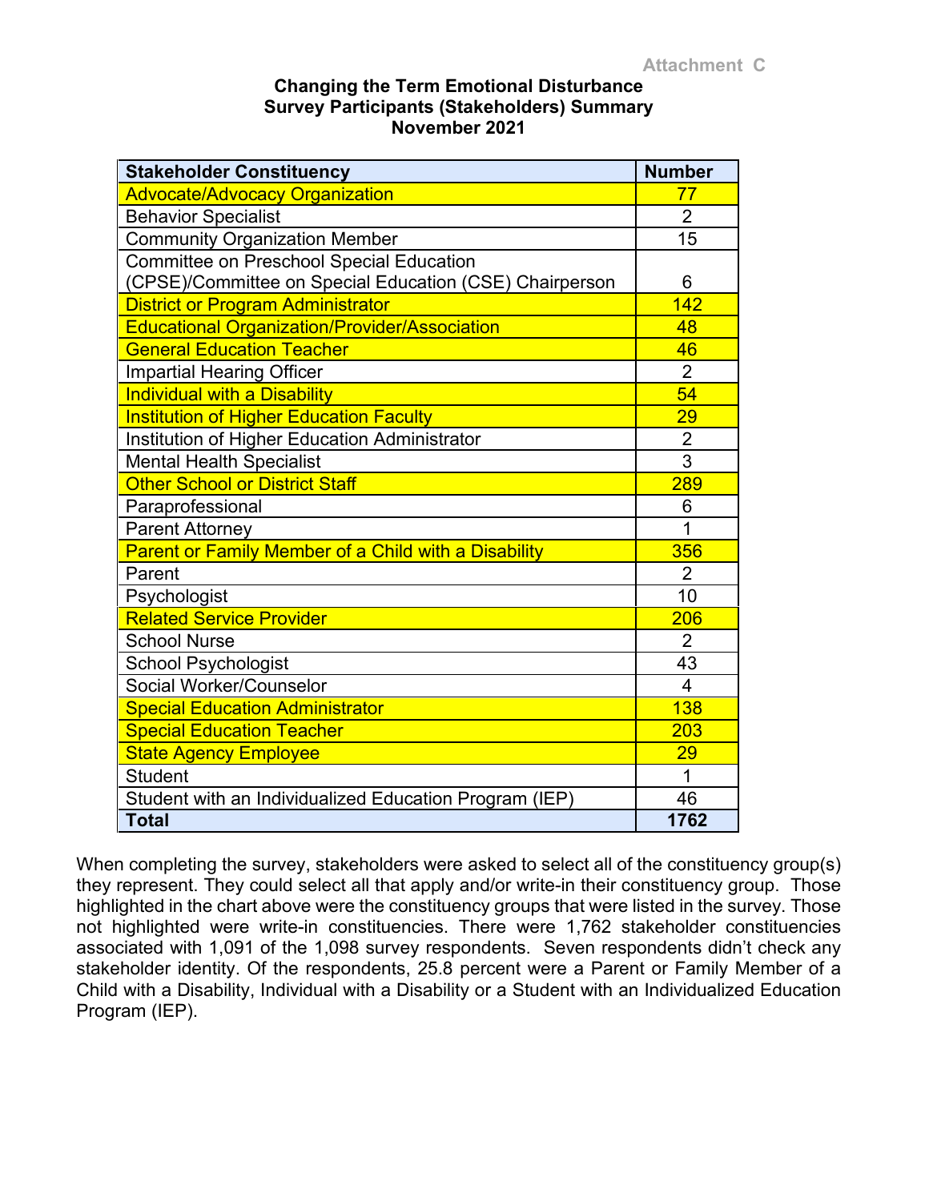Attachment C

# Changing the Term Emotional Disturbance
## Survey Participants (Stakeholders) Summary
## November 2021

| Stakeholder Constituency | Number |
|---|---|
| Advocate/Advocacy Organization | 77 |
| Behavior Specialist | 2 |
| Community Organization Member | 15 |
| Committee on Preschool Special Education (CPSE)/Committee on Special Education (CSE) Chairperson | 6 |
| District or Program Administrator | 142 |
| Educational Organization/Provider/Association | 48 |
| General Education Teacher | 46 |
| Impartial Hearing Officer | 2 |
| Individual with a Disability | 54 |
| Institution of Higher Education Faculty | 29 |
| Institution of Higher Education Administrator | 2 |
| Mental Health Specialist | 3 |
| Other School or District Staff | 289 |
| Paraprofessional | 6 |
| Parent Attorney | 1 |
| Parent or Family Member of a Child with a Disability | 356 |
| Parent | 2 |
| Psychologist | 10 |
| Related Service Provider | 206 |
| School Nurse | 2 |
| School Psychologist | 43 |
| Social Worker/Counselor | 4 |
| Special Education Administrator | 138 |
| Special Education Teacher | 203 |
| State Agency Employee | 29 |
| Student | 1 |
| Student with an Individualized Education Program (IEP) | 46 |
| **Total** | **1762** |

When completing the survey, stakeholders were asked to select all of the constituency group(s) they represent. They could select all that apply and/or write-in their constituency group. Those highlighted in the chart above were the constituency groups that were listed in the survey. Those not highlighted were write-in constituencies. There were 1,762 stakeholder constituencies associated with 1,091 of the 1,098 survey respondents. Seven respondents didn't check any stakeholder identity. Of the respondents, 25.8 percent were a Parent or Family Member of a Child with a Disability, Individual with a Disability or a Student with an Individualized Education Program (IEP).